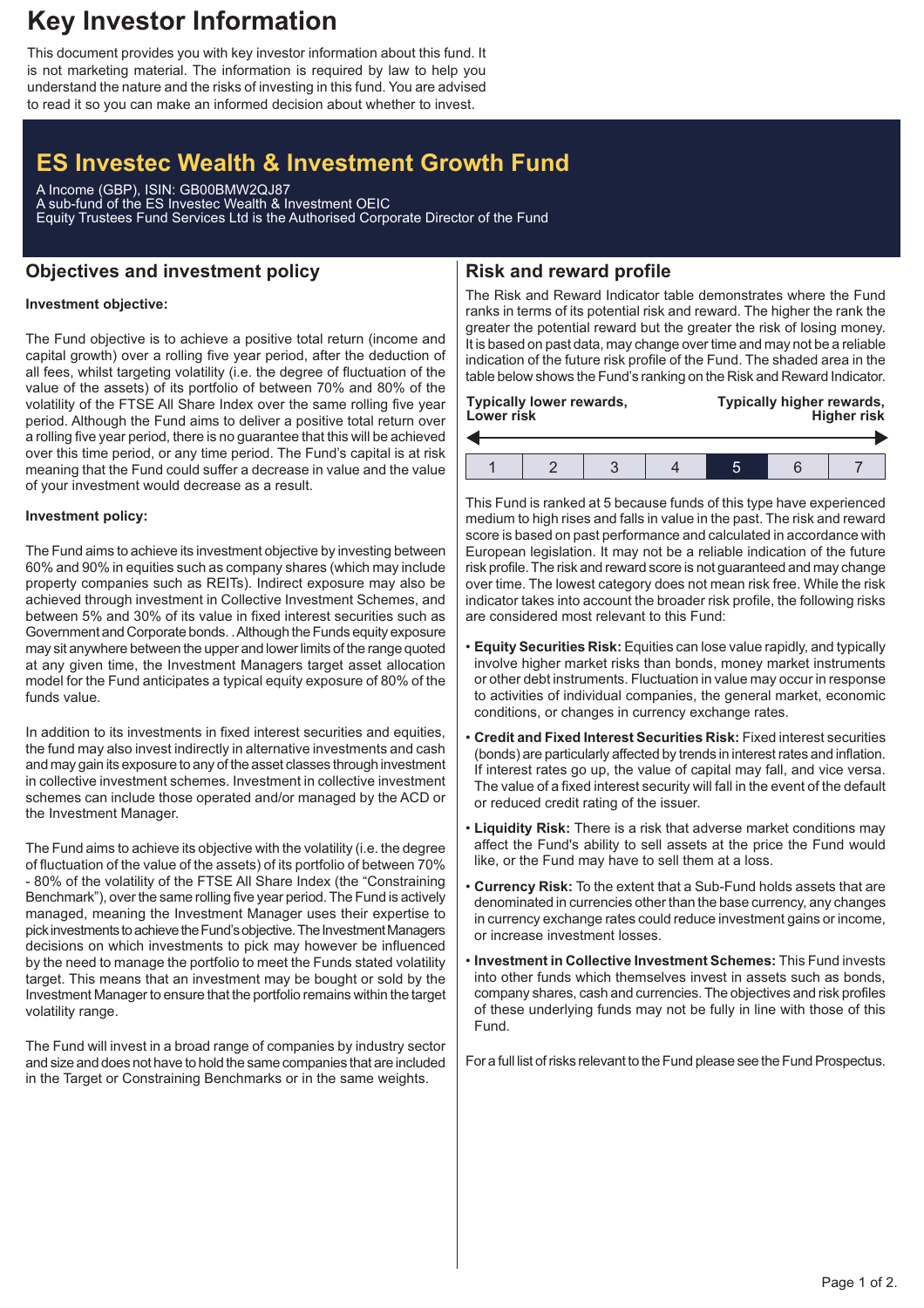# Key Investor Information

This document provides you with key investor information about this fund. It is not marketing material. The information is required by law to help you understand the nature and the risks of investing in this fund. You are advised to read it so you can make an informed decision about whether to invest.

## ES Investec Wealth & Investment Growth Fund

A Income (GBP), ISIN: GB00BMW2QJ87
A sub-fund of the ES Investec Wealth & Investment OEIC
Equity Trustees Fund Services Ltd is the Authorised Corporate Director of the Fund

## Objectives and investment policy

**Investment objective:**

The Fund objective is to achieve a positive total return (income and capital growth) over a rolling five year period, after the deduction of all fees, whilst targeting volatility (i.e. the degree of fluctuation of the value of the assets) of its portfolio of between 70% and 80% of the volatility of the FTSE All Share Index over the same rolling five year period. Although the Fund aims to deliver a positive total return over a rolling five year period, there is no guarantee that this will be achieved over this time period, or any time period. The Fund's capital is at risk meaning that the Fund could suffer a decrease in value and the value of your investment would decrease as a result.

**Investment policy:**

The Fund aims to achieve its investment objective by investing between 60% and 90% in equities such as company shares (which may include property companies such as REITs). Indirect exposure may also be achieved through investment in Collective Investment Schemes, and between 5% and 30% of its value in fixed interest securities such as Government and Corporate bonds. . Although the Funds equity exposure may sit anywhere between the upper and lower limits of the range quoted at any given time, the Investment Managers target asset allocation model for the Fund anticipates a typical equity exposure of 80% of the funds value.

In addition to its investments in fixed interest securities and equities, the fund may also invest indirectly in alternative investments and cash and may gain its exposure to any of the asset classes through investment in collective investment schemes. Investment in collective investment schemes can include those operated and/or managed by the ACD or the Investment Manager.

The Fund aims to achieve its objective with the volatility (i.e. the degree of fluctuation of the value of the assets) of its portfolio of between 70% - 80% of the volatility of the FTSE All Share Index (the "Constraining Benchmark"), over the same rolling five year period. The Fund is actively managed, meaning the Investment Manager uses their expertise to pick investments to achieve the Fund's objective. The Investment Managers decisions on which investments to pick may however be influenced by the need to manage the portfolio to meet the Funds stated volatility target. This means that an investment may be bought or sold by the Investment Manager to ensure that the portfolio remains within the target volatility range.

The Fund will invest in a broad range of companies by industry sector and size and does not have to hold the same companies that are included in the Target or Constraining Benchmarks or in the same weights.

## Risk and reward profile

The Risk and Reward Indicator table demonstrates where the Fund ranks in terms of its potential risk and reward. The higher the rank the greater the potential reward but the greater the risk of losing money. It is based on past data, may change over time and may not be a reliable indication of the future risk profile of the Fund. The shaded area in the table below shows the Fund's ranking on the Risk and Reward Indicator.

**Typically lower rewards, Lower risk** — **Typically higher rewards, Higher risk**

| 1 | 2 | 3 | 4 | **5** | 6 | 7 |
|---|---|---|---|---|---|---|

This Fund is ranked at 5 because funds of this type have experienced medium to high rises and falls in value in the past. The risk and reward score is based on past performance and calculated in accordance with European legislation. It may not be a reliable indication of the future risk profile. The risk and reward score is not guaranteed and may change over time. The lowest category does not mean risk free. While the risk indicator takes into account the broader risk profile, the following risks are considered most relevant to this Fund:

- **Equity Securities Risk:** Equities can lose value rapidly, and typically involve higher market risks than bonds, money market instruments or other debt instruments. Fluctuation in value may occur in response to activities of individual companies, the general market, economic conditions, or changes in currency exchange rates.
- **Credit and Fixed Interest Securities Risk:** Fixed interest securities (bonds) are particularly affected by trends in interest rates and inflation. If interest rates go up, the value of capital may fall, and vice versa. The value of a fixed interest security will fall in the event of the default or reduced credit rating of the issuer.
- **Liquidity Risk:** There is a risk that adverse market conditions may affect the Fund's ability to sell assets at the price the Fund would like, or the Fund may have to sell them at a loss.
- **Currency Risk:** To the extent that a Sub-Fund holds assets that are denominated in currencies other than the base currency, any changes in currency exchange rates could reduce investment gains or income, or increase investment losses.
- **Investment in Collective Investment Schemes:** This Fund invests into other funds which themselves invest in assets such as bonds, company shares, cash and currencies. The objectives and risk profiles of these underlying funds may not be fully in line with those of this Fund.

For a full list of risks relevant to the Fund please see the Fund Prospectus.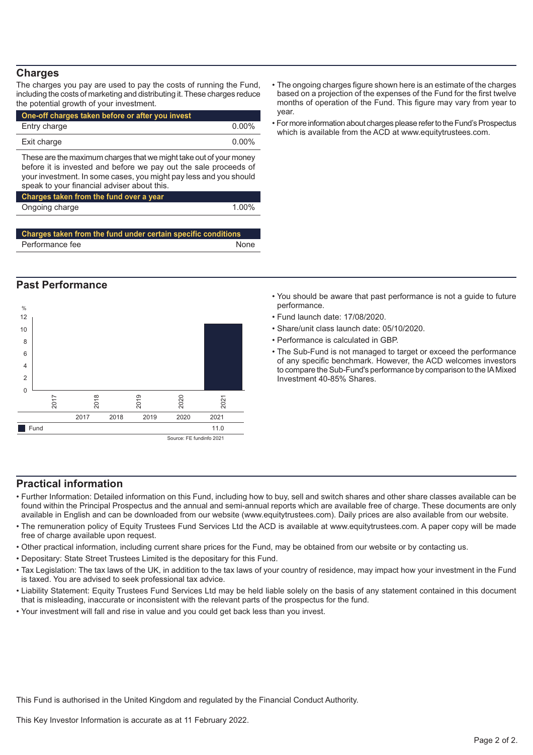## Charges

The charges you pay are used to pay the costs of running the Fund, including the costs of marketing and distributing it. These charges reduce the potential growth of your investment.

| | |
|---|---|
| **One-off charges taken before or after you invest** | |
| Entry charge | 0.00% |
| Exit charge | 0.00% |

These are the maximum charges that we might take out of your money before it is invested and before we pay out the sale proceeds of your investment. In some cases, you might pay less and you should speak to your financial adviser about this.

| | |
|---|---|
| **Charges taken from the fund over a year** | |
| Ongoing charge | 1.00% |

| | |
|---|---|
| **Charges taken from the fund under certain specific conditions** | |
| Performance fee | None |

- The ongoing charges figure shown here is an estimate of the charges based on a projection of the expenses of the Fund for the first twelve months of operation of the Fund. This figure may vary from year to year.
- For more information about charges please refer to the Fund's Prospectus which is available from the ACD at www.equitytrustees.com.

## Past Performance

%
12
10
8
6
4
2
0
2017 2018 2019 2020 2021

2017 2018 2019 2020 2021
Fund 11.0

Source: FE fundinfo 2021

- You should be aware that past performance is not a guide to future performance.
- Fund launch date: 17/08/2020.
- Share/unit class launch date: 05/10/2020.
- Performance is calculated in GBP.
- The Sub-Fund is not managed to target or exceed the performance of any specific benchmark. However, the ACD welcomes investors to compare the Sub-Fund's performance by comparison to the IA Mixed Investment 40-85% Shares.

## Practical information

- Further Information: Detailed information on this Fund, including how to buy, sell and switch shares and other share classes available can be found within the Principal Prospectus and the annual and semi-annual reports which are available free of charge. These documents are only available in English and can be downloaded from our website (www.equitytrustees.com). Daily prices are also available from our website.
- The remuneration policy of Equity Trustees Fund Services Ltd the ACD is available at www.equitytrustees.com. A paper copy will be made free of charge available upon request.
- Other practical information, including current share prices for the Fund, may be obtained from our website or by contacting us.
- Depositary: State Street Trustees Limited is the depositary for this Fund.
- Tax Legislation: The tax laws of the UK, in addition to the tax laws of your country of residence, may impact how your investment in the Fund is taxed. You are advised to seek professional tax advice.
- Liability Statement: Equity Trustees Fund Services Ltd may be held liable solely on the basis of any statement contained in this document that is misleading, inaccurate or inconsistent with the relevant parts of the prospectus for the fund.
- Your investment will fall and rise in value and you could get back less than you invest.

This Fund is authorised in the United Kingdom and regulated by the Financial Conduct Authority.

This Key Investor Information is accurate as at 11 February 2022.